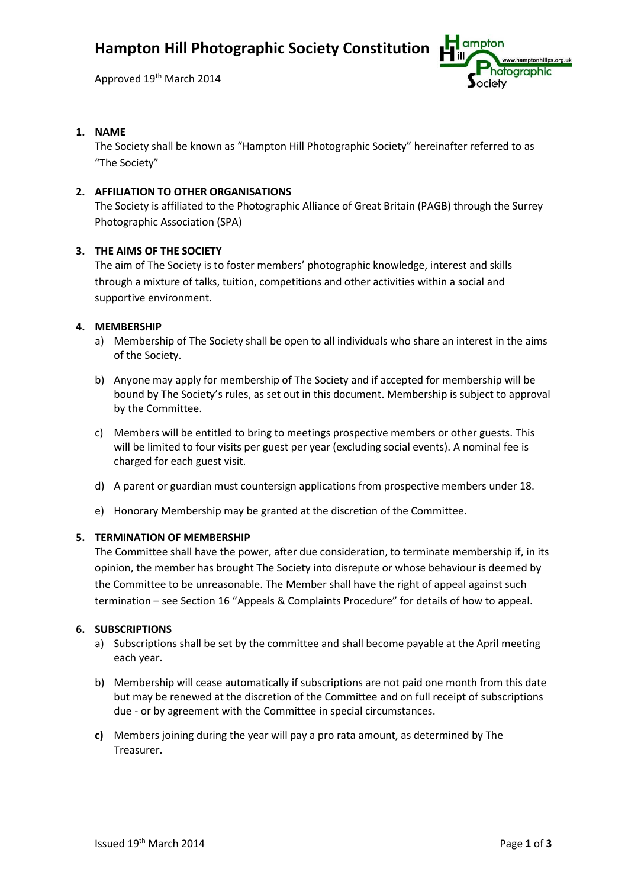# Hampton Hill Photographic Society Constitution

Approved 19th March 2014

## 1. NAME

The Society shall be known as “Hampton Hill Photographic Society” hereinafter referred to as “The Society”

## 2. AFFILIATION TO OTHER ORGANISATIONS

The Society is affiliated to the Photographic Alliance of Great Britain (PAGB) through the Surrey Photographic Association (SPA)

## 3. THE AIMS OF THE SOCIETY

The aim of The Society is to foster members’ photographic knowledge, interest and skills through a mixture of talks, tuition, competitions and other activities within a social and supportive environment.

## 4. MEMBERSHIP

a) Membership of The Society shall be open to all individuals who share an interest in the aims of the Society.

b) Anyone may apply for membership of The Society and if accepted for membership will be bound by The Society’s rules, as set out in this document. Membership is subject to approval by the Committee.

c) Members will be entitled to bring to meetings prospective members or other guests. This will be limited to four visits per guest per year (excluding social events). A nominal fee is charged for each guest visit.

d) A parent or guardian must countersign applications from prospective members under 18.

e) Honorary Membership may be granted at the discretion of the Committee.

## 5. TERMINATION OF MEMBERSHIP

The Committee shall have the power, after due consideration, to terminate membership if, in its opinion, the member has brought The Society into disrepute or whose behaviour is deemed by the Committee to be unreasonable. The Member shall have the right of appeal against such termination – see Section 16 “Appeals & Complaints Procedure” for details of how to appeal.

## 6. SUBSCRIPTIONS

a) Subscriptions shall be set by the committee and shall become payable at the April meeting each year.

b) Membership will cease automatically if subscriptions are not paid one month from this date but may be renewed at the discretion of the Committee and on full receipt of subscriptions due - or by agreement with the Committee in special circumstances.

**c)** Members joining during the year will pay a pro rata amount, as determined by The Treasurer.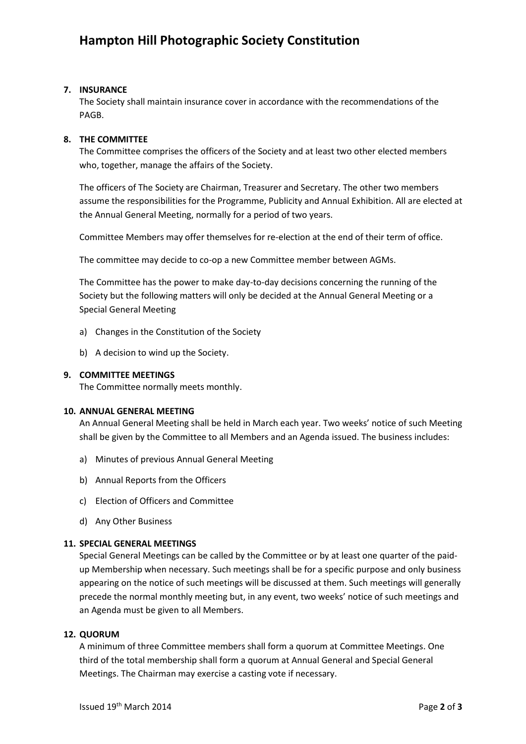**7. INSURANCE**

The Society shall maintain insurance cover in accordance with the recommendations of the PAGB.

**8. THE COMMITTEE**

The Committee comprises the officers of the Society and at least two other elected members who, together, manage the affairs of the Society.

The officers of The Society are Chairman, Treasurer and Secretary. The other two members assume the responsibilities for the Programme, Publicity and Annual Exhibition. All are elected at the Annual General Meeting, normally for a period of two years.

Committee Members may offer themselves for re-election at the end of their term of office.

The committee may decide to co-op a new Committee member between AGMs.

The Committee has the power to make day-to-day decisions concerning the running of the Society but the following matters will only be decided at the Annual General Meeting or a Special General Meeting

a) Changes in the Constitution of the Society

b) A decision to wind up the Society.

**9. COMMITTEE MEETINGS**

The Committee normally meets monthly.

**10. ANNUAL GENERAL MEETING**

An Annual General Meeting shall be held in March each year. Two weeks' notice of such Meeting shall be given by the Committee to all Members and an Agenda issued. The business includes:

a) Minutes of previous Annual General Meeting

b) Annual Reports from the Officers

c) Election of Officers and Committee

d) Any Other Business

**11. SPECIAL GENERAL MEETINGS**

Special General Meetings can be called by the Committee or by at least one quarter of the paid-up Membership when necessary. Such meetings shall be for a specific purpose and only business appearing on the notice of such meetings will be discussed at them. Such meetings will generally precede the normal monthly meeting but, in any event, two weeks' notice of such meetings and an Agenda must be given to all Members.

**12. QUORUM**

A minimum of three Committee members shall form a quorum at Committee Meetings. One third of the total membership shall form a quorum at Annual General and Special General Meetings. The Chairman may exercise a casting vote if necessary.

Issued 19th March 2014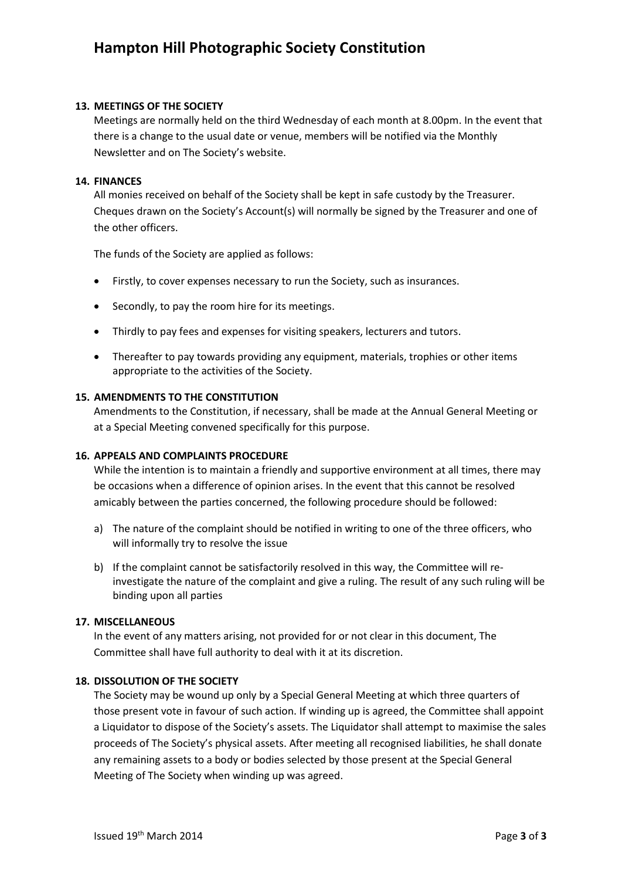### 13. MEETINGS OF THE SOCIETY

Meetings are normally held on the third Wednesday of each month at 8.00pm. In the event that there is a change to the usual date or venue, members will be notified via the Monthly Newsletter and on The Society's website.

### 14. FINANCES

All monies received on behalf of the Society shall be kept in safe custody by the Treasurer. Cheques drawn on the Society's Account(s) will normally be signed by the Treasurer and one of the other officers.

The funds of the Society are applied as follows:

- Firstly, to cover expenses necessary to run the Society, such as insurances.
- Secondly, to pay the room hire for its meetings.
- Thirdly to pay fees and expenses for visiting speakers, lecturers and tutors.
- Thereafter to pay towards providing any equipment, materials, trophies or other items appropriate to the activities of the Society.

### 15. AMENDMENTS TO THE CONSTITUTION

Amendments to the Constitution, if necessary, shall be made at the Annual General Meeting or at a Special Meeting convened specifically for this purpose.

### 16. APPEALS AND COMPLAINTS PROCEDURE

While the intention is to maintain a friendly and supportive environment at all times, there may be occasions when a difference of opinion arises. In the event that this cannot be resolved amicably between the parties concerned, the following procedure should be followed:

a) The nature of the complaint should be notified in writing to one of the three officers, who will informally try to resolve the issue

b) If the complaint cannot be satisfactorily resolved in this way, the Committee will re-investigate the nature of the complaint and give a ruling. The result of any such ruling will be binding upon all parties

### 17. MISCELLANEOUS

In the event of any matters arising, not provided for or not clear in this document, The Committee shall have full authority to deal with it at its discretion.

### 18. DISSOLUTION OF THE SOCIETY

The Society may be wound up only by a Special General Meeting at which three quarters of those present vote in favour of such action. If winding up is agreed, the Committee shall appoint a Liquidator to dispose of the Society's assets. The Liquidator shall attempt to maximise the sales proceeds of The Society's physical assets. After meeting all recognised liabilities, he shall donate any remaining assets to a body or bodies selected by those present at the Special General Meeting of The Society when winding up was agreed.

Issued 19th March 2014